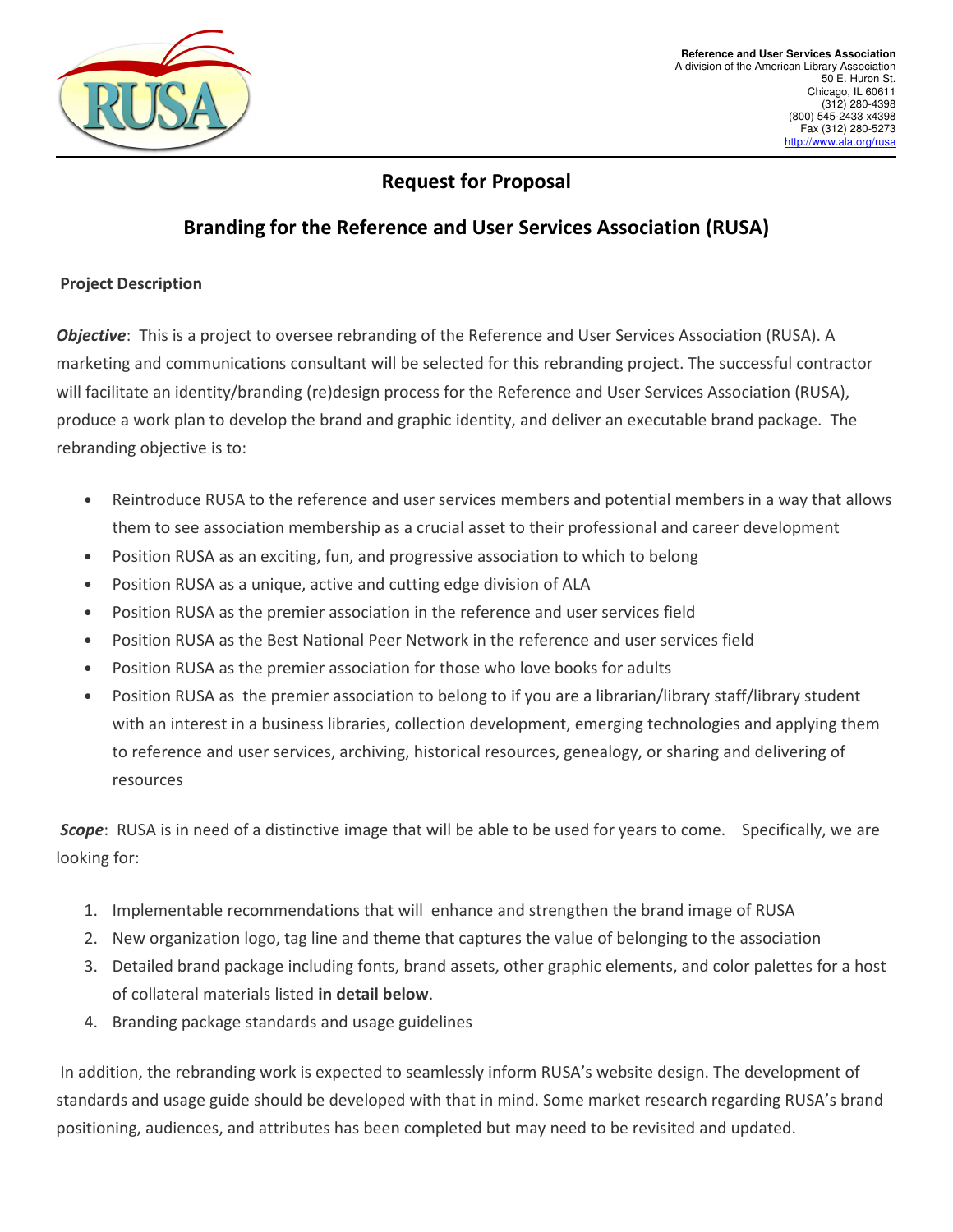**Reference and User Services Association**
A division of the American Library Association
50 E. Huron St.
Chicago, IL 60611
(312) 280-4398
(800) 545-2433 x4398
Fax (312) 280-5273
http://www.ala.org/rusa

# Request for Proposal

## Branding for the Reference and User Services Association (RUSA)

### Project Description

***Objective***: This is a project to oversee rebranding of the Reference and User Services Association (RUSA). A marketing and communications consultant will be selected for this rebranding project. The successful contractor will facilitate an identity/branding (re)design process for the Reference and User Services Association (RUSA), produce a work plan to develop the brand and graphic identity, and deliver an executable brand package. The rebranding objective is to:

- Reintroduce RUSA to the reference and user services members and potential members in a way that allows them to see association membership as a crucial asset to their professional and career development
- Position RUSA as an exciting, fun, and progressive association to which to belong
- Position RUSA as a unique, active and cutting edge division of ALA
- Position RUSA as the premier association in the reference and user services field
- Position RUSA as the Best National Peer Network in the reference and user services field
- Position RUSA as the premier association for those who love books for adults
- Position RUSA as the premier association to belong to if you are a librarian/library staff/library student with an interest in a business libraries, collection development, emerging technologies and applying them to reference and user services, archiving, historical resources, genealogy, or sharing and delivering of resources

***Scope***: RUSA is in need of a distinctive image that will be able to be used for years to come. Specifically, we are looking for:

1. Implementable recommendations that will enhance and strengthen the brand image of RUSA
2. New organization logo, tag line and theme that captures the value of belonging to the association
3. Detailed brand package including fonts, brand assets, other graphic elements, and color palettes for a host of collateral materials listed **in detail below**.
4. Branding package standards and usage guidelines

In addition, the rebranding work is expected to seamlessly inform RUSA's website design. The development of standards and usage guide should be developed with that in mind. Some market research regarding RUSA's brand positioning, audiences, and attributes has been completed but may need to be revisited and updated.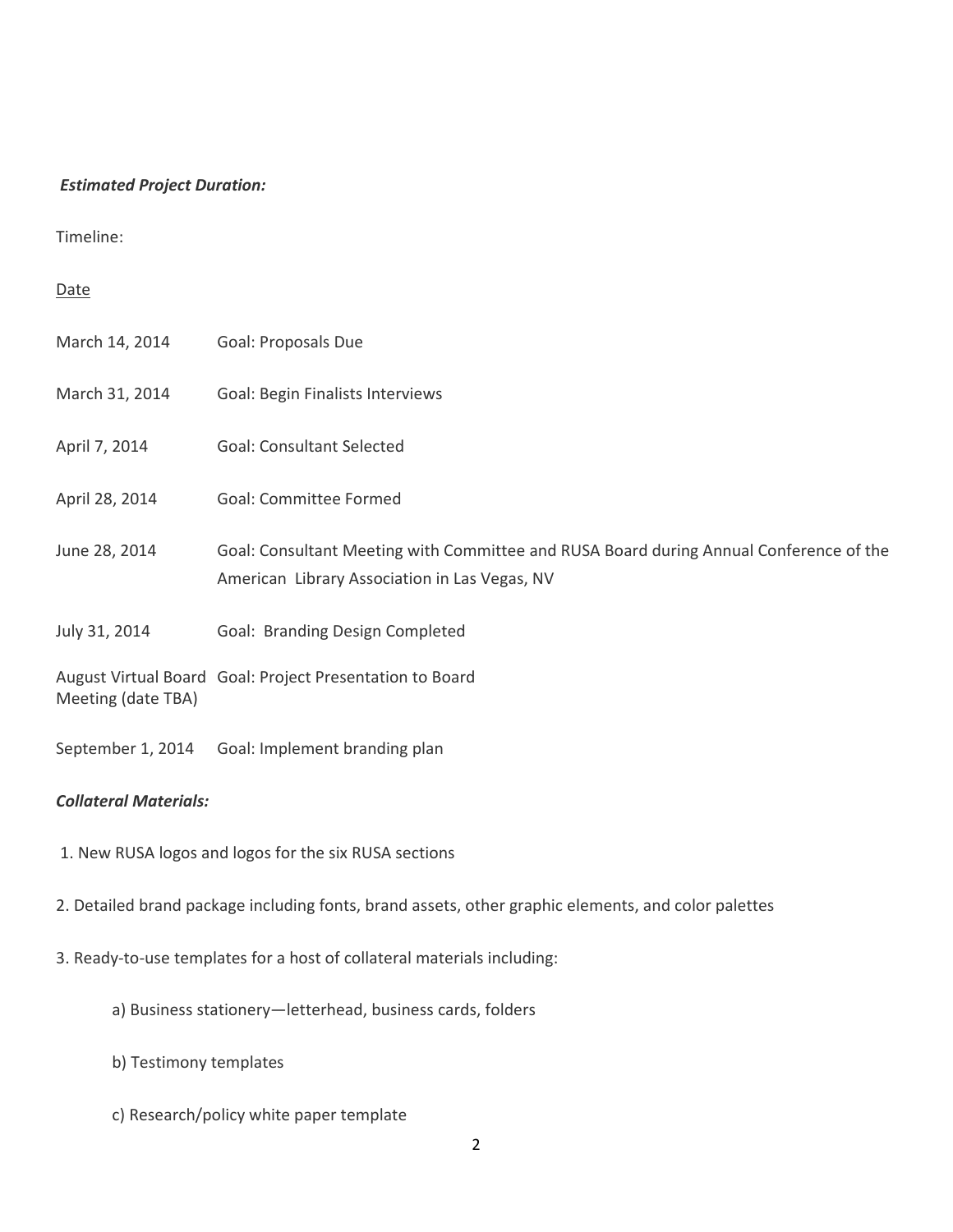***Estimated Project Duration:***

Timeline:

<u>Date</u>

| | |
|---|---|
| March 14, 2014 | Goal: Proposals Due |
| March 31, 2014 | Goal: Begin Finalists Interviews |
| April 7, 2014 | Goal: Consultant Selected |
| April 28, 2014 | Goal: Committee Formed |
| June 28, 2014 | Goal: Consultant Meeting with Committee and RUSA Board during Annual Conference of the American Library Association in Las Vegas, NV |
| July 31, 2014 | Goal: Branding Design Completed |
| August Virtual Board Meeting (date TBA) | Goal: Project Presentation to Board |
| September 1, 2014 | Goal: Implement branding plan |

***Collateral Materials:***

1. New RUSA logos and logos for the six RUSA sections

2. Detailed brand package including fonts, brand assets, other graphic elements, and color palettes

3. Ready-to-use templates for a host of collateral materials including:

   a) Business stationery—letterhead, business cards, folders

   b) Testimony templates

   c) Research/policy white paper template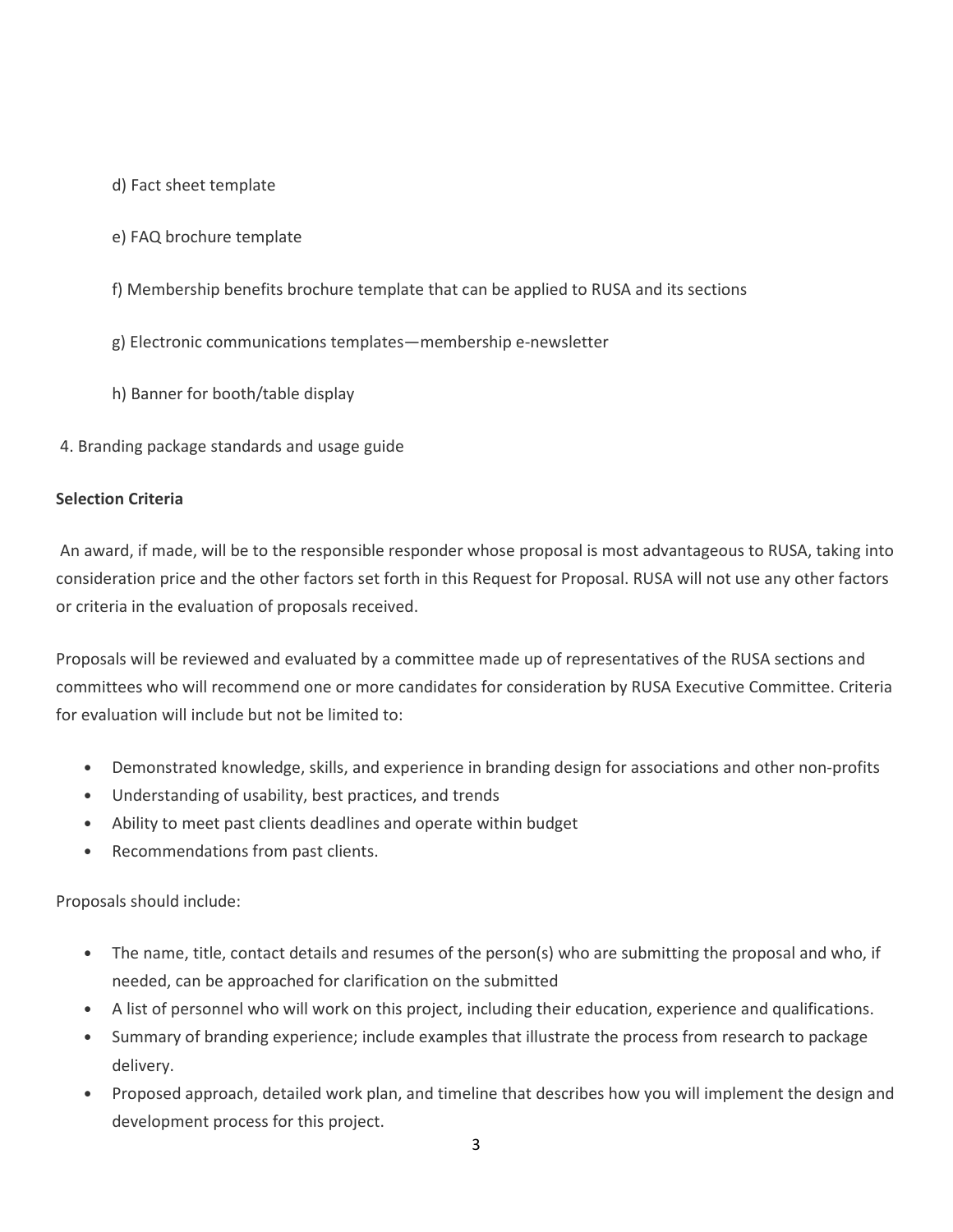d) Fact sheet template

e) FAQ brochure template

f) Membership benefits brochure template that can be applied to RUSA and its sections

g) Electronic communications templates—membership e-newsletter

h) Banner for booth/table display

4. Branding package standards and usage guide

**Selection Criteria**

An award, if made, will be to the responsible responder whose proposal is most advantageous to RUSA, taking into consideration price and the other factors set forth in this Request for Proposal. RUSA will not use any other factors or criteria in the evaluation of proposals received.

Proposals will be reviewed and evaluated by a committee made up of representatives of the RUSA sections and committees who will recommend one or more candidates for consideration by RUSA Executive Committee. Criteria for evaluation will include but not be limited to:

- Demonstrated knowledge, skills, and experience in branding design for associations and other non-profits
- Understanding of usability, best practices, and trends
- Ability to meet past clients deadlines and operate within budget
- Recommendations from past clients.

Proposals should include:

- The name, title, contact details and resumes of the person(s) who are submitting the proposal and who, if needed, can be approached for clarification on the submitted
- A list of personnel who will work on this project, including their education, experience and qualifications.
- Summary of branding experience; include examples that illustrate the process from research to package delivery.
- Proposed approach, detailed work plan, and timeline that describes how you will implement the design and development process for this project.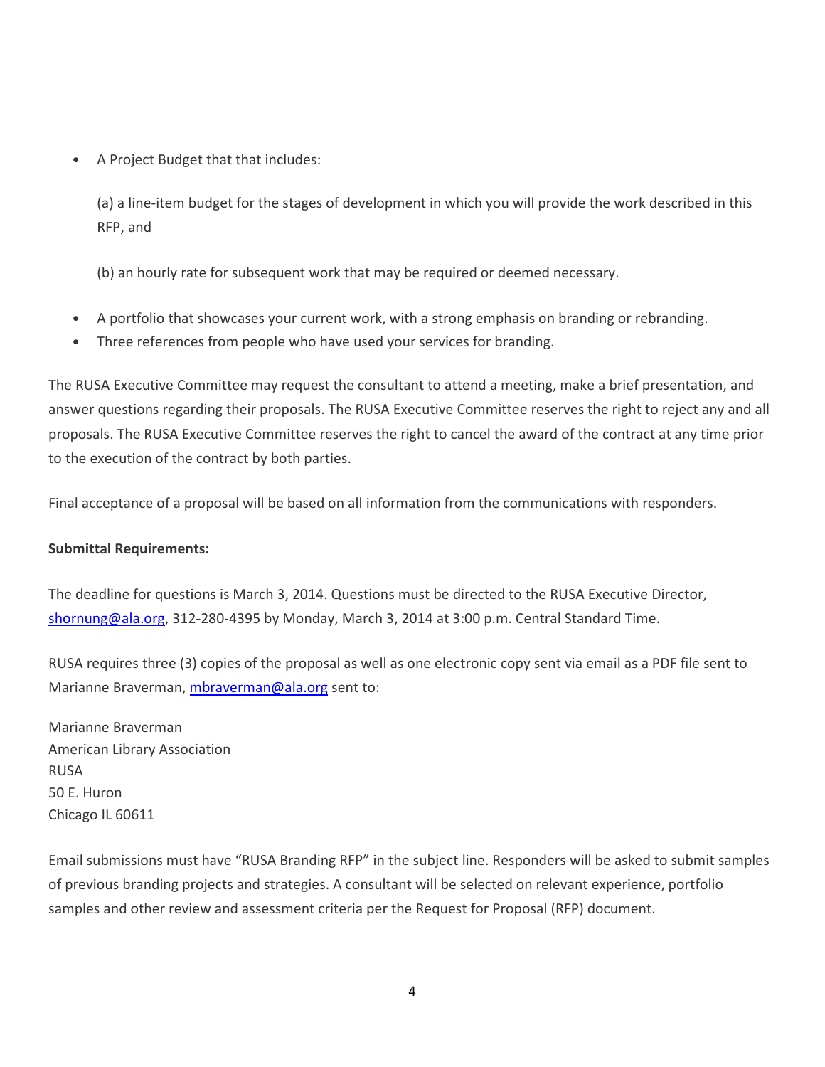- A Project Budget that that includes:

  (a) a line-item budget for the stages of development in which you will provide the work described in this RFP, and

  (b) an hourly rate for subsequent work that may be required or deemed necessary.

- A portfolio that showcases your current work, with a strong emphasis on branding or rebranding.
- Three references from people who have used your services for branding.

The RUSA Executive Committee may request the consultant to attend a meeting, make a brief presentation, and answer questions regarding their proposals. The RUSA Executive Committee reserves the right to reject any and all proposals. The RUSA Executive Committee reserves the right to cancel the award of the contract at any time prior to the execution of the contract by both parties.

Final acceptance of a proposal will be based on all information from the communications with responders.

**Submittal Requirements:**

The deadline for questions is March 3, 2014. Questions must be directed to the RUSA Executive Director, shornung@ala.org, 312-280-4395 by Monday, March 3, 2014 at 3:00 p.m. Central Standard Time.

RUSA requires three (3) copies of the proposal as well as one electronic copy sent via email as a PDF file sent to Marianne Braverman, mbraverman@ala.org sent to:

Marianne Braverman
American Library Association
RUSA
50 E. Huron
Chicago IL 60611

Email submissions must have "RUSA Branding RFP" in the subject line. Responders will be asked to submit samples of previous branding projects and strategies. A consultant will be selected on relevant experience, portfolio samples and other review and assessment criteria per the Request for Proposal (RFP) document.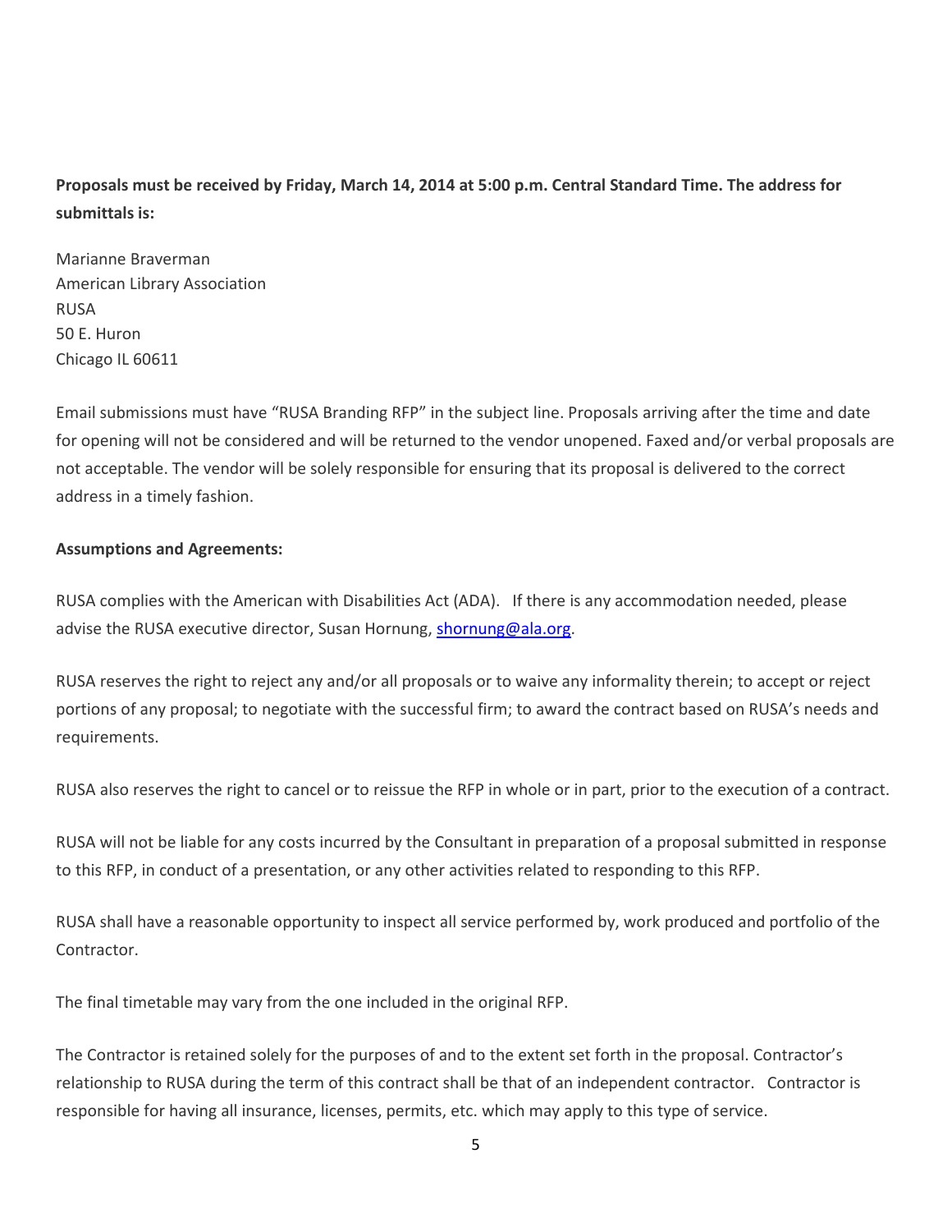**Proposals must be received by Friday, March 14, 2014 at 5:00 p.m. Central Standard Time. The address for submittals is:**

Marianne Braverman
American Library Association
RUSA
50 E. Huron
Chicago IL 60611

Email submissions must have "RUSA Branding RFP" in the subject line. Proposals arriving after the time and date for opening will not be considered and will be returned to the vendor unopened. Faxed and/or verbal proposals are not acceptable. The vendor will be solely responsible for ensuring that its proposal is delivered to the correct address in a timely fashion.

**Assumptions and Agreements:**

RUSA complies with the American with Disabilities Act (ADA). If there is any accommodation needed, please advise the RUSA executive director, Susan Hornung, [shornung@ala.org](mailto:shornung@ala.org).

RUSA reserves the right to reject any and/or all proposals or to waive any informality therein; to accept or reject portions of any proposal; to negotiate with the successful firm; to award the contract based on RUSA's needs and requirements.

RUSA also reserves the right to cancel or to reissue the RFP in whole or in part, prior to the execution of a contract.

RUSA will not be liable for any costs incurred by the Consultant in preparation of a proposal submitted in response to this RFP, in conduct of a presentation, or any other activities related to responding to this RFP.

RUSA shall have a reasonable opportunity to inspect all service performed by, work produced and portfolio of the Contractor.

The final timetable may vary from the one included in the original RFP.

The Contractor is retained solely for the purposes of and to the extent set forth in the proposal. Contractor's relationship to RUSA during the term of this contract shall be that of an independent contractor. Contractor is responsible for having all insurance, licenses, permits, etc. which may apply to this type of service.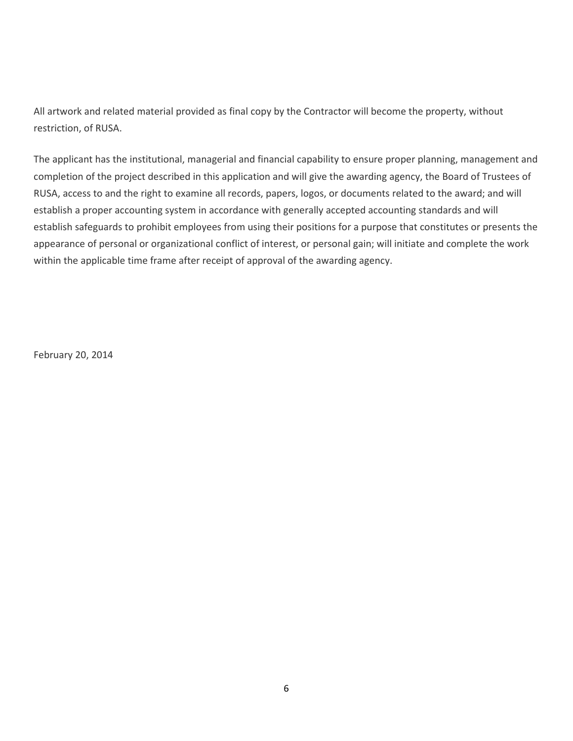All artwork and related material provided as final copy by the Contractor will become the property, without restriction, of RUSA.

The applicant has the institutional, managerial and financial capability to ensure proper planning, management and completion of the project described in this application and will give the awarding agency, the Board of Trustees of RUSA, access to and the right to examine all records, papers, logos, or documents related to the award; and will establish a proper accounting system in accordance with generally accepted accounting standards and will establish safeguards to prohibit employees from using their positions for a purpose that constitutes or presents the appearance of personal or organizational conflict of interest, or personal gain; will initiate and complete the work within the applicable time frame after receipt of approval of the awarding agency.

February 20, 2014